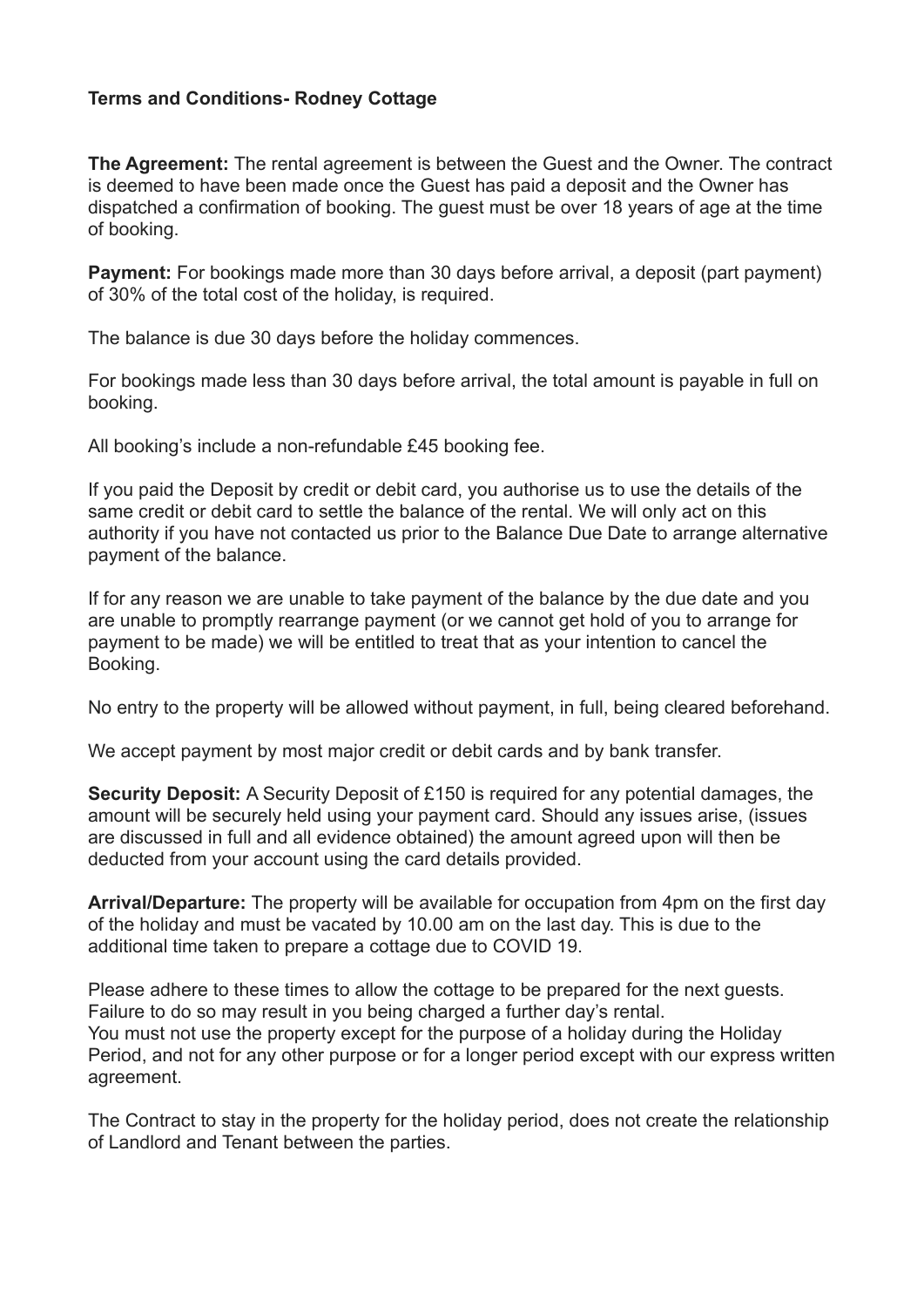**Terms and Conditions- Rodney Cottage**

**The Agreement:** The rental agreement is between the Guest and the Owner. The contract is deemed to have been made once the Guest has paid a deposit and the Owner has dispatched a confirmation of booking. The guest must be over 18 years of age at the time of booking.

**Payment:** For bookings made more than 30 days before arrival, a deposit (part payment) of 30% of the total cost of the holiday, is required.

The balance is due 30 days before the holiday commences.

For bookings made less than 30 days before arrival, the total amount is payable in full on booking.

All booking's include a non-refundable £45 booking fee.

If you paid the Deposit by credit or debit card, you authorise us to use the details of the same credit or debit card to settle the balance of the rental. We will only act on this authority if you have not contacted us prior to the Balance Due Date to arrange alternative payment of the balance.

If for any reason we are unable to take payment of the balance by the due date and you are unable to promptly rearrange payment (or we cannot get hold of you to arrange for payment to be made) we will be entitled to treat that as your intention to cancel the Booking.

No entry to the property will be allowed without payment, in full, being cleared beforehand.

We accept payment by most major credit or debit cards and by bank transfer.

**Security Deposit:** A Security Deposit of £150 is required for any potential damages, the amount will be securely held using your payment card. Should any issues arise, (issues are discussed in full and all evidence obtained) the amount agreed upon will then be deducted from your account using the card details provided.

**Arrival/Departure:** The property will be available for occupation from 4pm on the first day of the holiday and must be vacated by 10.00 am on the last day. This is due to the additional time taken to prepare a cottage due to COVID 19.

Please adhere to these times to allow the cottage to be prepared for the next guests. Failure to do so may result in you being charged a further day's rental.
You must not use the property except for the purpose of a holiday during the Holiday Period, and not for any other purpose or for a longer period except with our express written agreement.

The Contract to stay in the property for the holiday period, does not create the relationship of Landlord and Tenant between the parties.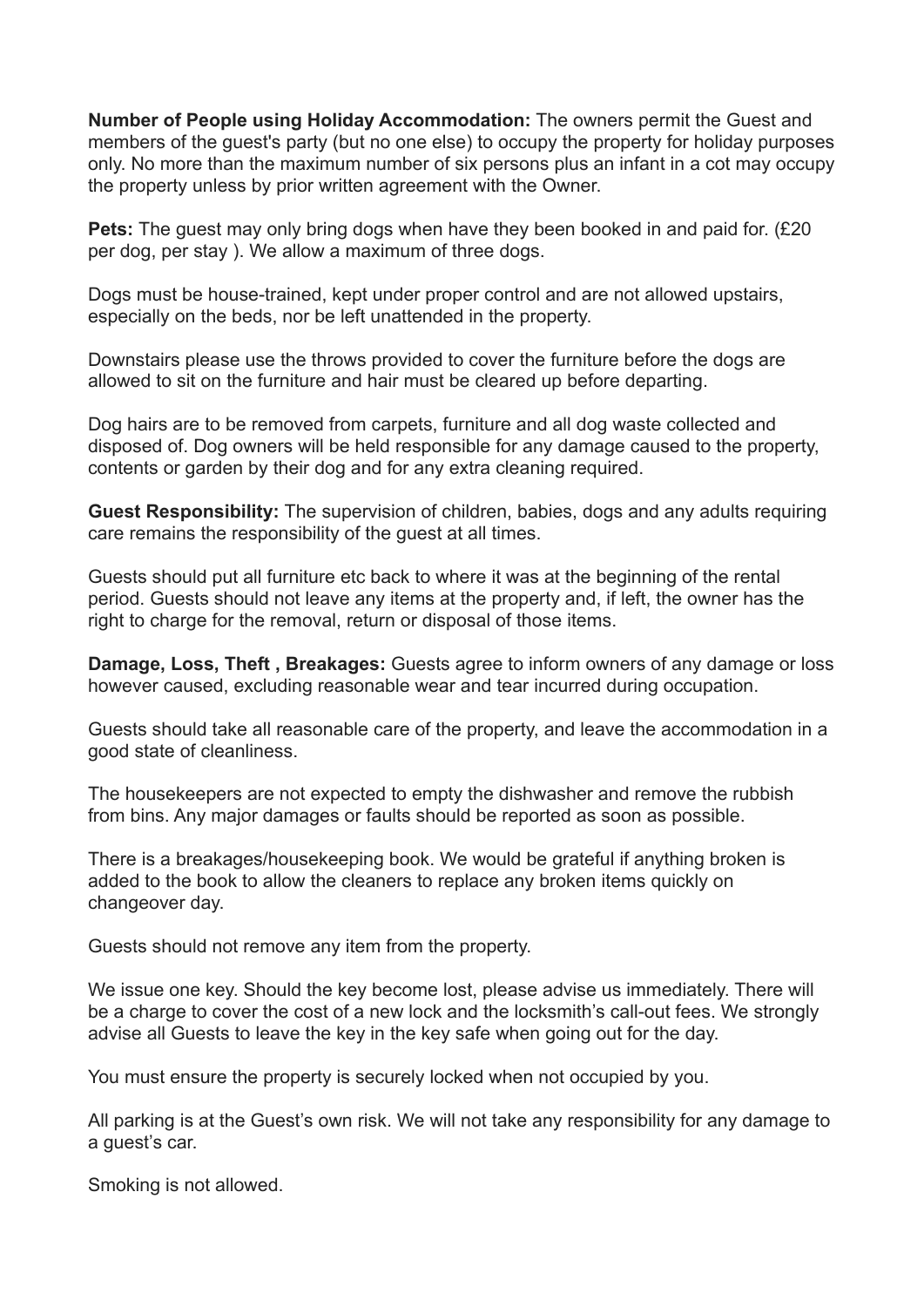**Number of People using Holiday Accommodation:** The owners permit the Guest and members of the guest's party (but no one else) to occupy the property for holiday purposes only. No more than the maximum number of six persons plus an infant in a cot may occupy the property unless by prior written agreement with the Owner.

**Pets:** The guest may only bring dogs when have they been booked in and paid for. (£20 per dog, per stay ). We allow a maximum of three dogs.

Dogs must be house-trained, kept under proper control and are not allowed upstairs, especially on the beds, nor be left unattended in the property.

Downstairs please use the throws provided to cover the furniture before the dogs are allowed to sit on the furniture and hair must be cleared up before departing.

Dog hairs are to be removed from carpets, furniture and all dog waste collected and disposed of. Dog owners will be held responsible for any damage caused to the property, contents or garden by their dog and for any extra cleaning required.

**Guest Responsibility:** The supervision of children, babies, dogs and any adults requiring care remains the responsibility of the guest at all times.

Guests should put all furniture etc back to where it was at the beginning of the rental period. Guests should not leave any items at the property and, if left, the owner has the right to charge for the removal, return or disposal of those items.

**Damage, Loss, Theft , Breakages:** Guests agree to inform owners of any damage or loss however caused, excluding reasonable wear and tear incurred during occupation.

Guests should take all reasonable care of the property, and leave the accommodation in a good state of cleanliness.

The housekeepers are not expected to empty the dishwasher and remove the rubbish from bins. Any major damages or faults should be reported as soon as possible.

There is a breakages/housekeeping book. We would be grateful if anything broken is added to the book to allow the cleaners to replace any broken items quickly on changeover day.

Guests should not remove any item from the property.

We issue one key. Should the key become lost, please advise us immediately. There will be a charge to cover the cost of a new lock and the locksmith's call-out fees. We strongly advise all Guests to leave the key in the key safe when going out for the day.

You must ensure the property is securely locked when not occupied by you.

All parking is at the Guest's own risk. We will not take any responsibility for any damage to a guest's car.

Smoking is not allowed.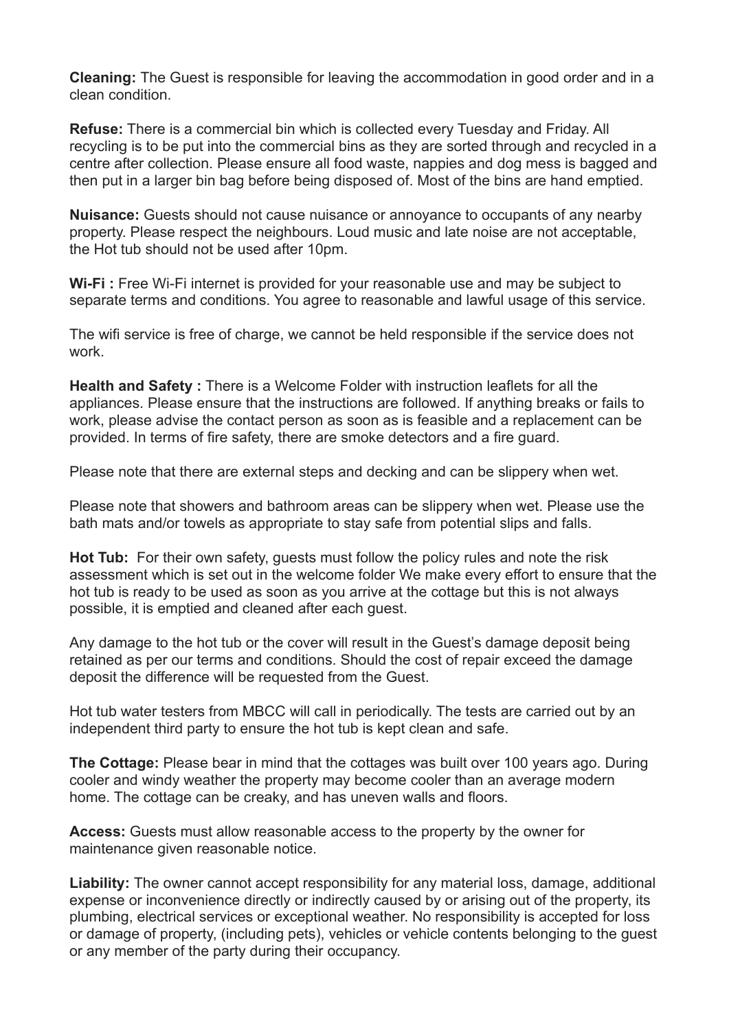**Cleaning:** The Guest is responsible for leaving the accommodation in good order and in a clean condition.

**Refuse:** There is a commercial bin which is collected every Tuesday and Friday. All recycling is to be put into the commercial bins as they are sorted through and recycled in a centre after collection. Please ensure all food waste, nappies and dog mess is bagged and then put in a larger bin bag before being disposed of. Most of the bins are hand emptied.

**Nuisance:** Guests should not cause nuisance or annoyance to occupants of any nearby property. Please respect the neighbours. Loud music and late noise are not acceptable, the Hot tub should not be used after 10pm.

**Wi-Fi :** Free Wi-Fi internet is provided for your reasonable use and may be subject to separate terms and conditions. You agree to reasonable and lawful usage of this service.

The wifi service is free of charge, we cannot be held responsible if the service does not work.

**Health and Safety :** There is a Welcome Folder with instruction leaflets for all the appliances. Please ensure that the instructions are followed. If anything breaks or fails to work, please advise the contact person as soon as is feasible and a replacement can be provided. In terms of fire safety, there are smoke detectors and a fire guard.

Please note that there are external steps and decking and can be slippery when wet.

Please note that showers and bathroom areas can be slippery when wet. Please use the bath mats and/or towels as appropriate to stay safe from potential slips and falls.

**Hot Tub:** For their own safety, guests must follow the policy rules and note the risk assessment which is set out in the welcome folder We make every effort to ensure that the hot tub is ready to be used as soon as you arrive at the cottage but this is not always possible, it is emptied and cleaned after each guest.

Any damage to the hot tub or the cover will result in the Guest's damage deposit being retained as per our terms and conditions. Should the cost of repair exceed the damage deposit the difference will be requested from the Guest.

Hot tub water testers from MBCC will call in periodically. The tests are carried out by an independent third party to ensure the hot tub is kept clean and safe.

**The Cottage:** Please bear in mind that the cottages was built over 100 years ago. During cooler and windy weather the property may become cooler than an average modern home. The cottage can be creaky, and has uneven walls and floors.

**Access:** Guests must allow reasonable access to the property by the owner for maintenance given reasonable notice.

**Liability:** The owner cannot accept responsibility for any material loss, damage, additional expense or inconvenience directly or indirectly caused by or arising out of the property, its plumbing, electrical services or exceptional weather. No responsibility is accepted for loss or damage of property, (including pets), vehicles or vehicle contents belonging to the guest or any member of the party during their occupancy.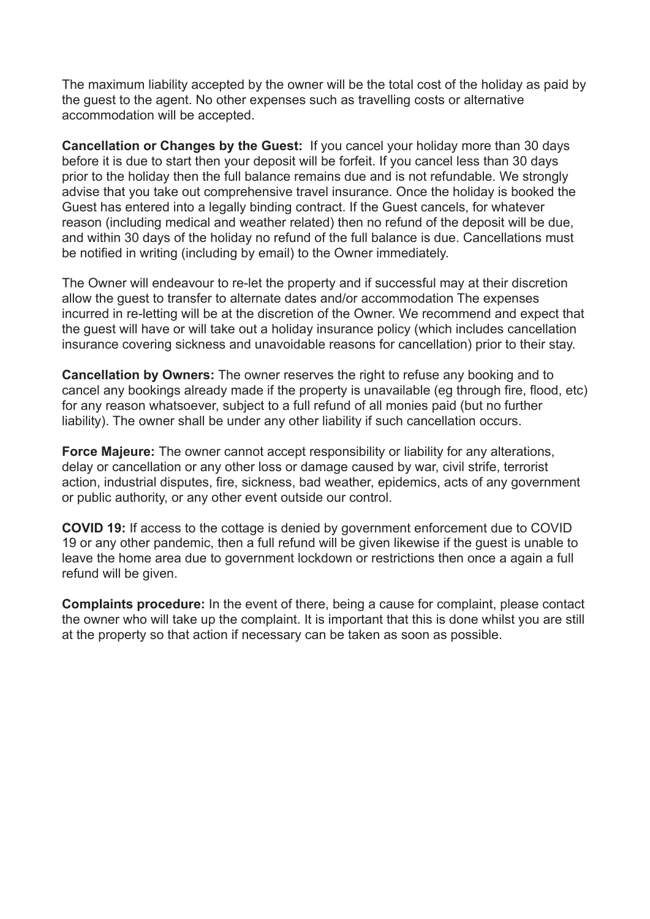The maximum liability accepted by the owner will be the total cost of the holiday as paid by the guest to the agent. No other expenses such as travelling costs or alternative accommodation will be accepted.

**Cancellation or Changes by the Guest:** If you cancel your holiday more than 30 days before it is due to start then your deposit will be forfeit. If you cancel less than 30 days prior to the holiday then the full balance remains due and is not refundable. We strongly advise that you take out comprehensive travel insurance. Once the holiday is booked the Guest has entered into a legally binding contract. If the Guest cancels, for whatever reason (including medical and weather related) then no refund of the deposit will be due, and within 30 days of the holiday no refund of the full balance is due. Cancellations must be notified in writing (including by email) to the Owner immediately.

The Owner will endeavour to re-let the property and if successful may at their discretion allow the guest to transfer to alternate dates and/or accommodation The expenses incurred in re-letting will be at the discretion of the Owner. We recommend and expect that the guest will have or will take out a holiday insurance policy (which includes cancellation insurance covering sickness and unavoidable reasons for cancellation) prior to their stay.

**Cancellation by Owners:** The owner reserves the right to refuse any booking and to cancel any bookings already made if the property is unavailable (eg through fire, flood, etc) for any reason whatsoever, subject to a full refund of all monies paid (but no further liability). The owner shall be under any other liability if such cancellation occurs.

**Force Majeure:** The owner cannot accept responsibility or liability for any alterations, delay or cancellation or any other loss or damage caused by war, civil strife, terrorist action, industrial disputes, fire, sickness, bad weather, epidemics, acts of any government or public authority, or any other event outside our control.

**COVID 19:** If access to the cottage is denied by government enforcement due to COVID 19 or any other pandemic, then a full refund will be given likewise if the guest is unable to leave the home area due to government lockdown or restrictions then once a again a full refund will be given.

**Complaints procedure:** In the event of there, being a cause for complaint, please contact the owner who will take up the complaint. It is important that this is done whilst you are still at the property so that action if necessary can be taken as soon as possible.